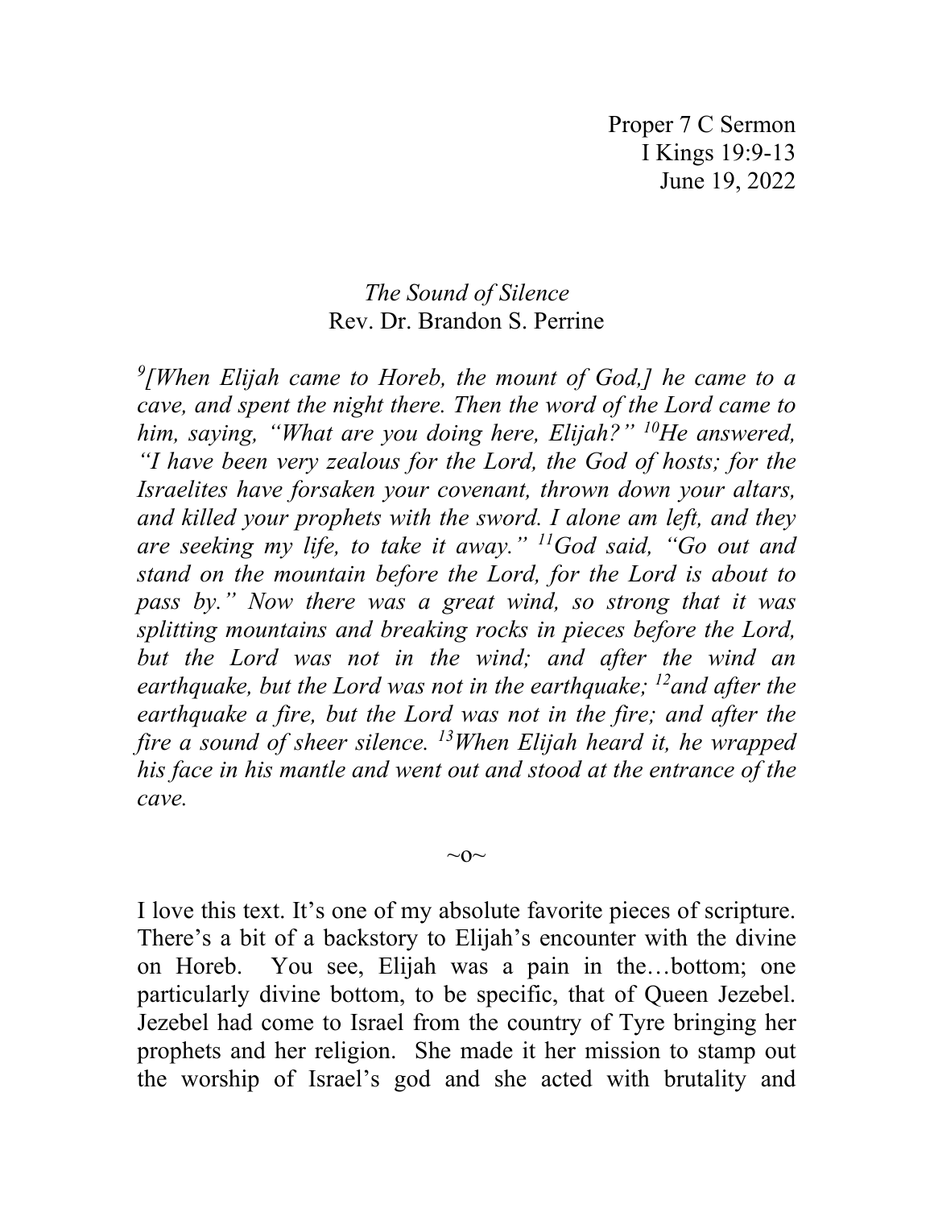Proper 7 C Sermon  
I Kings 19:9-13  
June 19, 2022

# *The Sound of Silence*

Rev. Dr. Brandon S. Perrine

*[9][When Elijah came to Horeb, the mount of God,] he came to a cave, and spent the night there. Then the word of the Lord came to him, saying, "What are you doing here, Elijah?" [10]He answered, "I have been very zealous for the Lord, the God of hosts; for the Israelites have forsaken your covenant, thrown down your altars, and killed your prophets with the sword. I alone am left, and they are seeking my life, to take it away." [11]God said, "Go out and stand on the mountain before the Lord, for the Lord is about to pass by." Now there was a great wind, so strong that it was splitting mountains and breaking rocks in pieces before the Lord, but the Lord was not in the wind; and after the wind an earthquake, but the Lord was not in the earthquake; [12]and after the earthquake a fire, but the Lord was not in the fire; and after the fire a sound of sheer silence. [13]When Elijah heard it, he wrapped his face in his mantle and went out and stood at the entrance of the cave.*

~o~

I love this text. It's one of my absolute favorite pieces of scripture. There's a bit of a backstory to Elijah's encounter with the divine on Horeb. You see, Elijah was a pain in the…bottom; one particularly divine bottom, to be specific, that of Queen Jezebel. Jezebel had come to Israel from the country of Tyre bringing her prophets and her religion. She made it her mission to stamp out the worship of Israel's god and she acted with brutality and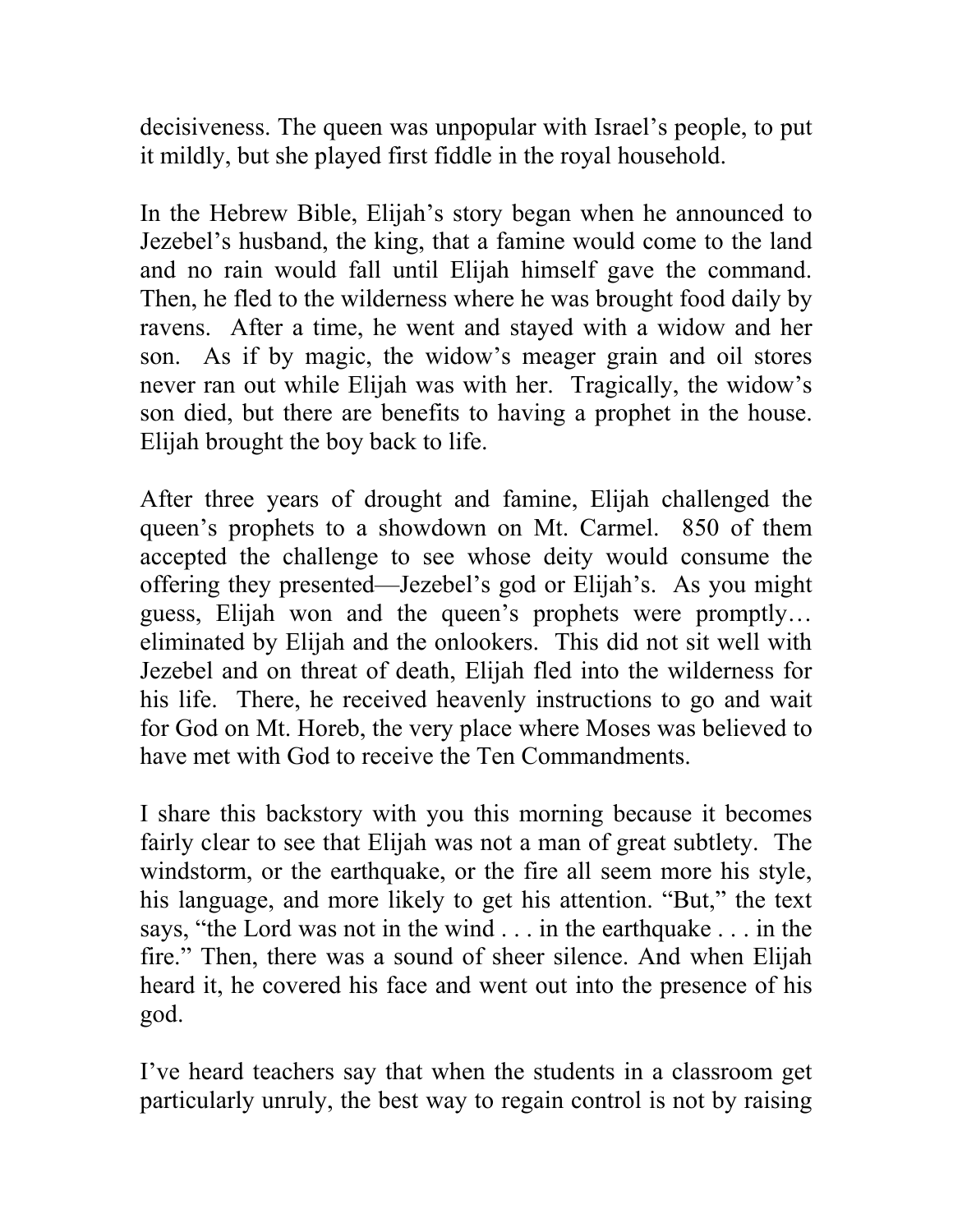decisiveness. The queen was unpopular with Israel's people, to put it mildly, but she played first fiddle in the royal household.

In the Hebrew Bible, Elijah's story began when he announced to Jezebel's husband, the king, that a famine would come to the land and no rain would fall until Elijah himself gave the command. Then, he fled to the wilderness where he was brought food daily by ravens. After a time, he went and stayed with a widow and her son. As if by magic, the widow's meager grain and oil stores never ran out while Elijah was with her. Tragically, the widow's son died, but there are benefits to having a prophet in the house. Elijah brought the boy back to life.

After three years of drought and famine, Elijah challenged the queen's prophets to a showdown on Mt. Carmel. 850 of them accepted the challenge to see whose deity would consume the offering they presented—Jezebel's god or Elijah's. As you might guess, Elijah won and the queen's prophets were promptly… eliminated by Elijah and the onlookers. This did not sit well with Jezebel and on threat of death, Elijah fled into the wilderness for his life. There, he received heavenly instructions to go and wait for God on Mt. Horeb, the very place where Moses was believed to have met with God to receive the Ten Commandments.

I share this backstory with you this morning because it becomes fairly clear to see that Elijah was not a man of great subtlety. The windstorm, or the earthquake, or the fire all seem more his style, his language, and more likely to get his attention. "But," the text says, "the Lord was not in the wind . . . in the earthquake . . . in the fire." Then, there was a sound of sheer silence. And when Elijah heard it, he covered his face and went out into the presence of his god.

I've heard teachers say that when the students in a classroom get particularly unruly, the best way to regain control is not by raising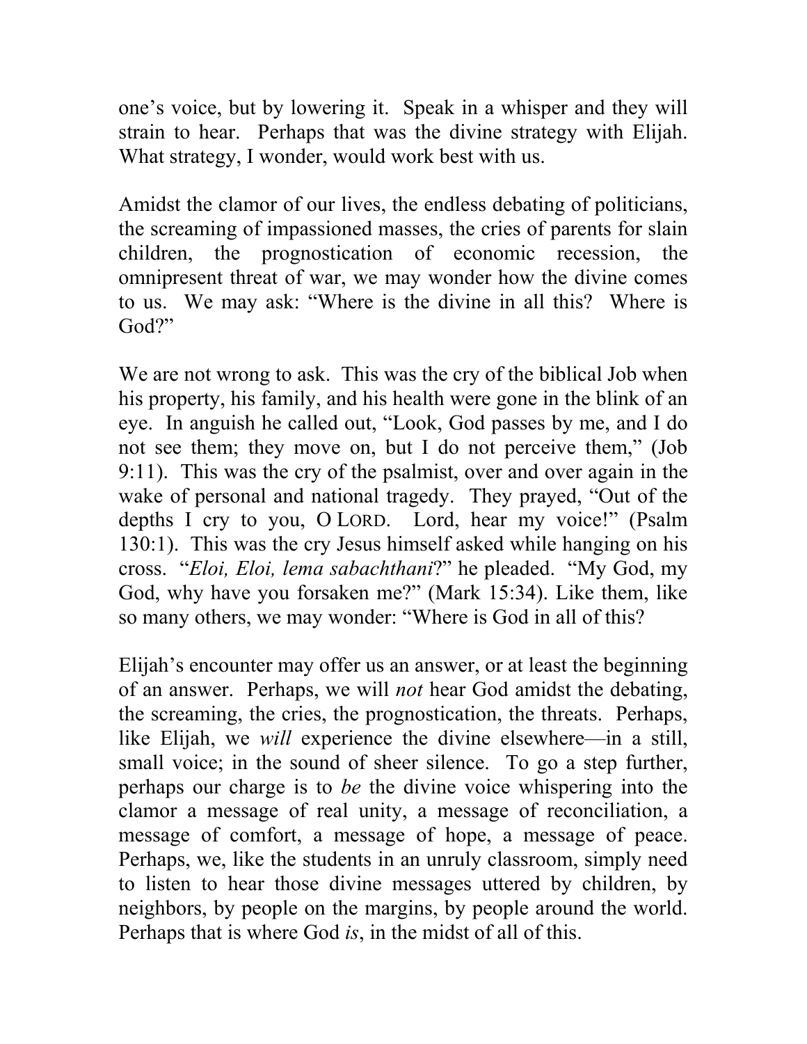one's voice, but by lowering it. Speak in a whisper and they will strain to hear. Perhaps that was the divine strategy with Elijah. What strategy, I wonder, would work best with us.

Amidst the clamor of our lives, the endless debating of politicians, the screaming of impassioned masses, the cries of parents for slain children, the prognostication of economic recession, the omnipresent threat of war, we may wonder how the divine comes to us. We may ask: "Where is the divine in all this? Where is God?"

We are not wrong to ask. This was the cry of the biblical Job when his property, his family, and his health were gone in the blink of an eye. In anguish he called out, "Look, God passes by me, and I do not see them; they move on, but I do not perceive them," (Job 9:11). This was the cry of the psalmist, over and over again in the wake of personal and national tragedy. They prayed, "Out of the depths I cry to you, O LORD. Lord, hear my voice!" (Psalm 130:1). This was the cry Jesus himself asked while hanging on his cross. "*Eloi, Eloi, lema sabachthani*?" he pleaded. "My God, my God, why have you forsaken me?" (Mark 15:34). Like them, like so many others, we may wonder: "Where is God in all of this?

Elijah's encounter may offer us an answer, or at least the beginning of an answer. Perhaps, we will *not* hear God amidst the debating, the screaming, the cries, the prognostication, the threats. Perhaps, like Elijah, we *will* experience the divine elsewhere—in a still, small voice; in the sound of sheer silence. To go a step further, perhaps our charge is to *be* the divine voice whispering into the clamor a message of real unity, a message of reconciliation, a message of comfort, a message of hope, a message of peace. Perhaps, we, like the students in an unruly classroom, simply need to listen to hear those divine messages uttered by children, by neighbors, by people on the margins, by people around the world. Perhaps that is where God *is*, in the midst of all of this.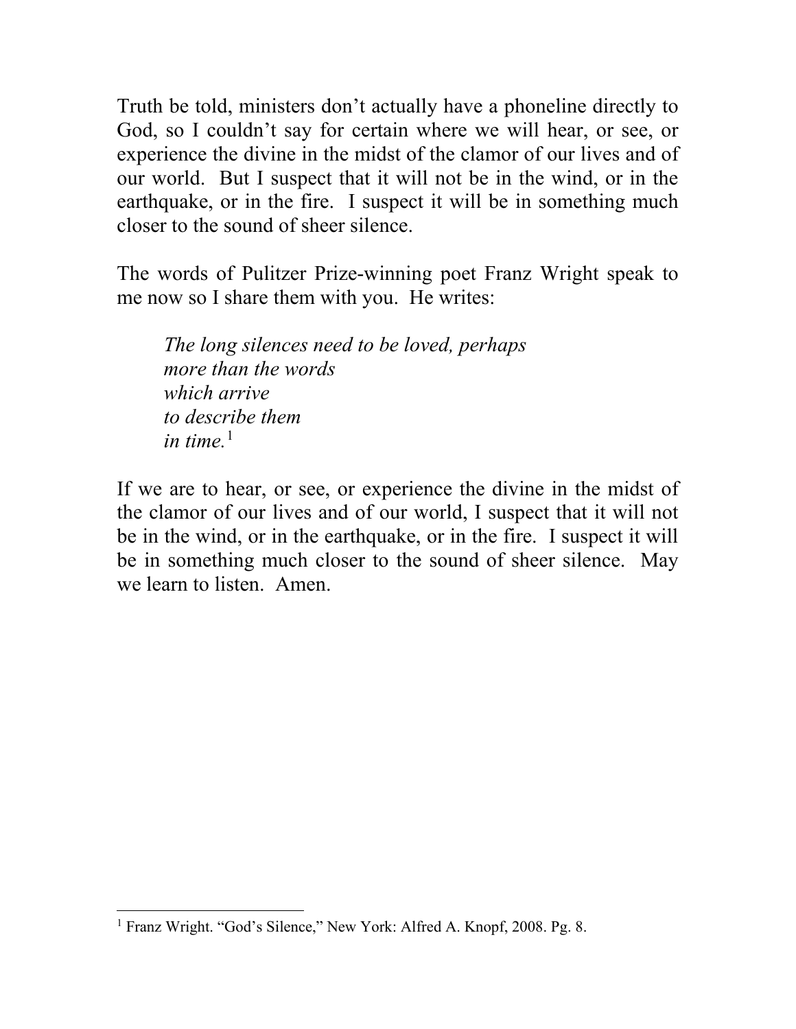Truth be told, ministers don't actually have a phoneline directly to God, so I couldn't say for certain where we will hear, or see, or experience the divine in the midst of the clamor of our lives and of our world. But I suspect that it will not be in the wind, or in the earthquake, or in the fire. I suspect it will be in something much closer to the sound of sheer silence.

The words of Pulitzer Prize-winning poet Franz Wright speak to me now so I share them with you. He writes:

> *The long silences need to be loved, perhaps*
> *more than the words*
> *which arrive*
> *to describe them*
> *in time.*[1]

If we are to hear, or see, or experience the divine in the midst of the clamor of our lives and of our world, I suspect that it will not be in the wind, or in the earthquake, or in the fire. I suspect it will be in something much closer to the sound of sheer silence. May we learn to listen. Amen.

---

[1] Franz Wright. "God's Silence," New York: Alfred A. Knopf, 2008. Pg. 8.